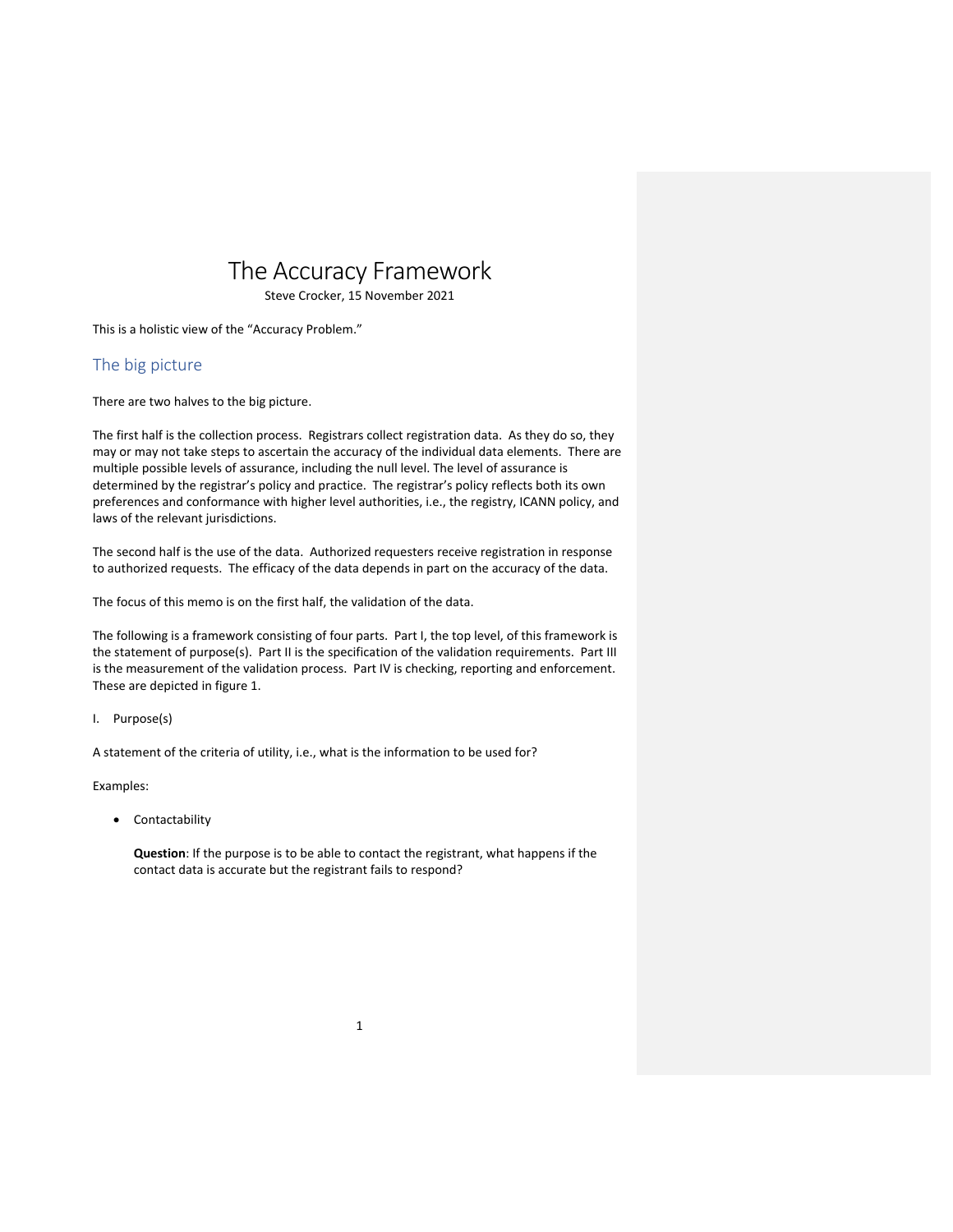# The Accuracy Framework

Steve Crocker, 15 November 2021

This is a holistic view of the "Accuracy Problem."

## The big picture

There are two halves to the big picture.

The first half is the collection process. Registrars collect registration data. As they do so, they may or may not take steps to ascertain the accuracy of the individual data elements. There are multiple possible levels of assurance, including the null level. The level of assurance is determined by the registrar's policy and practice. The registrar's policy reflects both its own preferences and conformance with higher level authorities, i.e., the registry, ICANN policy, and laws of the relevant jurisdictions.

The second half is the use of the data. Authorized requesters receive registration in response to authorized requests. The efficacy of the data depends in part on the accuracy of the data.

The focus of this memo is on the first half, the validation of the data.

The following is a framework consisting of four parts. Part I, the top level, of this framework is the statement of purpose(s). Part II is the specification of the validation requirements. Part III is the measurement of the validation process. Part IV is checking, reporting and enforcement. These are depicted in figure 1.

I. Purpose(s)

A statement of the criteria of utility, i.e., what is the information to be used for?

Examples:

- Contactability

  **Question**: If the purpose is to be able to contact the registrant, what happens if the contact data is accurate but the registrant fails to respond?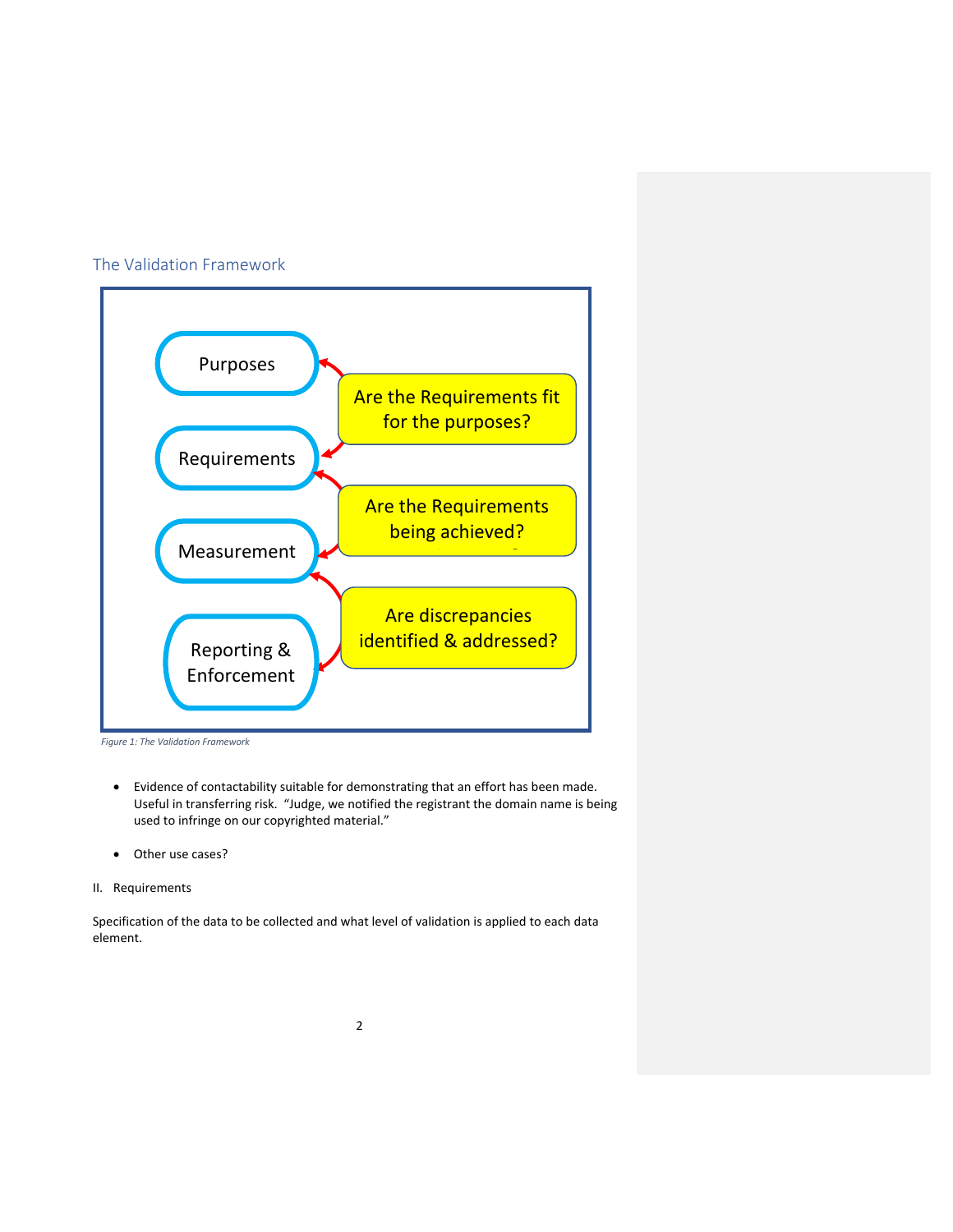## The Validation Framework

Purposes

Requirements

Measurement

Reporting & Enforcement

Are the Requirements fit for the purposes?

Are the Requirements being achieved?

Are discrepancies identified & addressed?

*Figure 1: The Validation Framework*

- Evidence of contactability suitable for demonstrating that an effort has been made. Useful in transferring risk. "Judge, we notified the registrant the domain name is being used to infringe on our copyrighted material."

- Other use cases?

II. Requirements

Specification of the data to be collected and what level of validation is applied to each data element.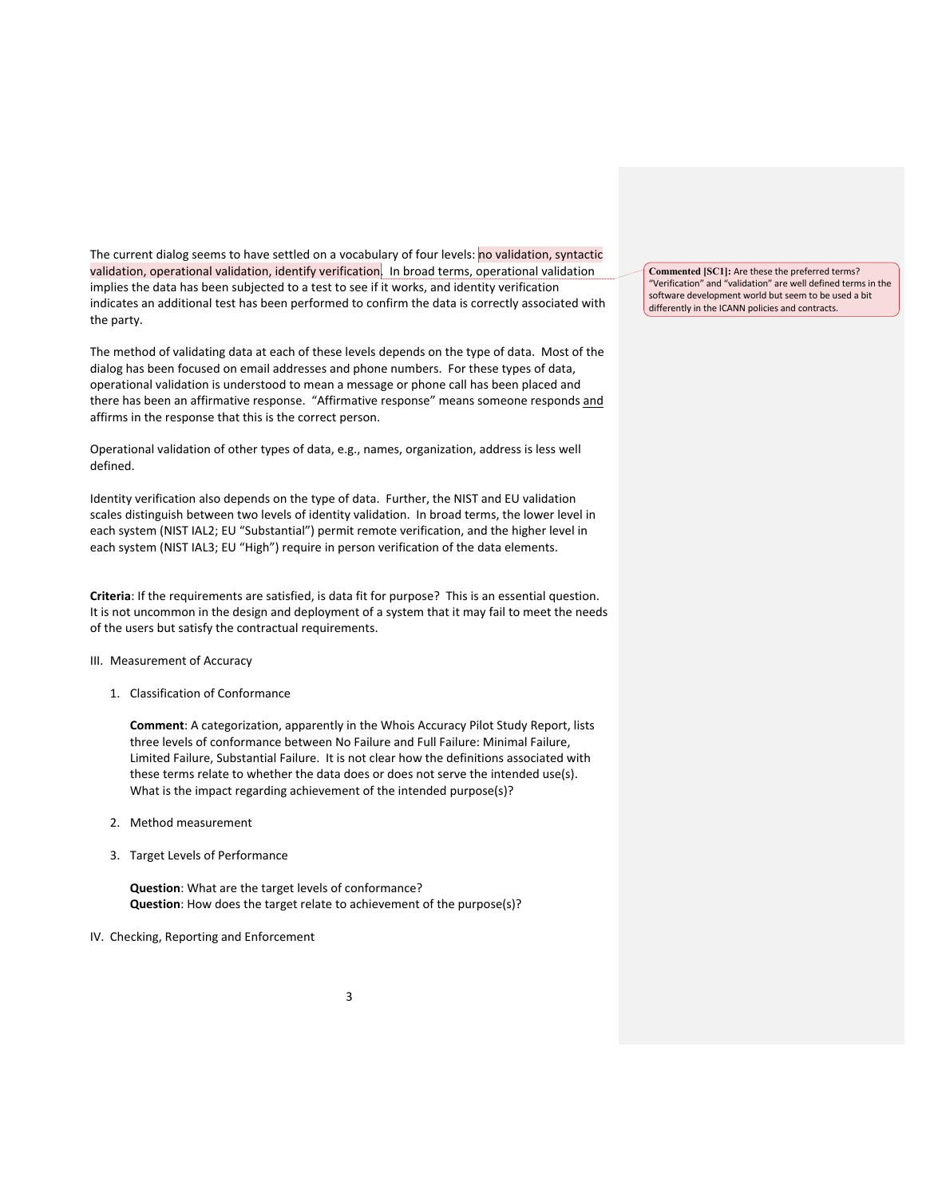The current dialog seems to have settled on a vocabulary of four levels: no validation, syntactic validation, operational validation, identify verification. In broad terms, operational validation implies the data has been subjected to a test to see if it works, and identity verification indicates an additional test has been performed to confirm the data is correctly associated with the party.

> **Commented [SC1]:** Are these the preferred terms? "Verification" and "validation" are well defined terms in the software development world but seem to be used a bit differently in the ICANN policies and contracts.

The method of validating data at each of these levels depends on the type of data. Most of the dialog has been focused on email addresses and phone numbers. For these types of data, operational validation is understood to mean a message or phone call has been placed and there has been an affirmative response. "Affirmative response" means someone responds and affirms in the response that this is the correct person.

Operational validation of other types of data, e.g., names, organization, address is less well defined.

Identity verification also depends on the type of data. Further, the NIST and EU validation scales distinguish between two levels of identity validation. In broad terms, the lower level in each system (NIST IAL2; EU "Substantial") permit remote verification, and the higher level in each system (NIST IAL3; EU "High") require in person verification of the data elements.

**Criteria**: If the requirements are satisfied, is data fit for purpose? This is an essential question. It is not uncommon in the design and deployment of a system that it may fail to meet the needs of the users but satisfy the contractual requirements.

III. Measurement of Accuracy

1. Classification of Conformance

   **Comment**: A categorization, apparently in the Whois Accuracy Pilot Study Report, lists three levels of conformance between No Failure and Full Failure: Minimal Failure, Limited Failure, Substantial Failure. It is not clear how the definitions associated with these terms relate to whether the data does or does not serve the intended use(s). What is the impact regarding achievement of the intended purpose(s)?

2. Method measurement

3. Target Levels of Performance

   **Question**: What are the target levels of conformance?
   **Question**: How does the target relate to achievement of the purpose(s)?

IV. Checking, Reporting and Enforcement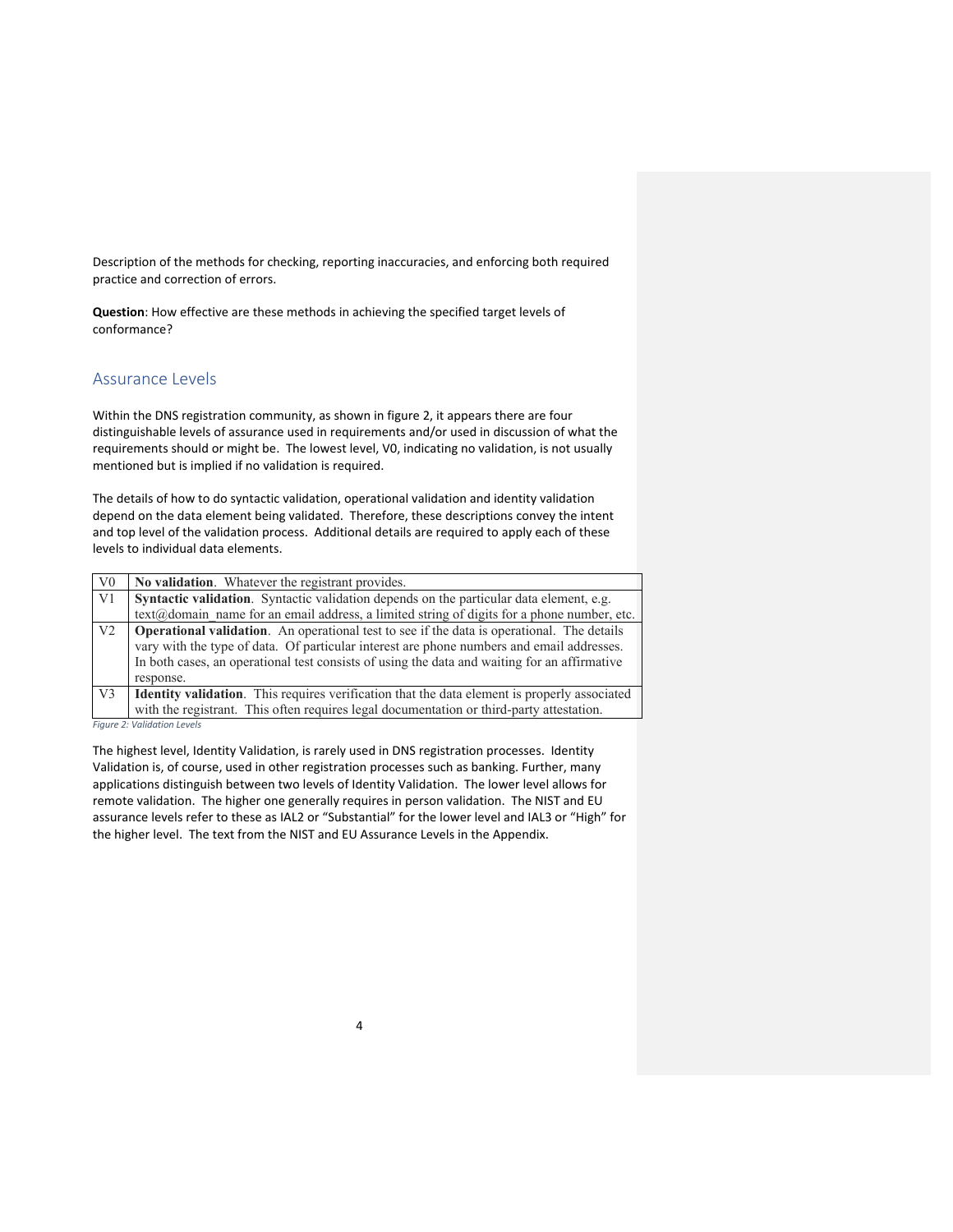Description of the methods for checking, reporting inaccuracies, and enforcing both required practice and correction of errors.

**Question**: How effective are these methods in achieving the specified target levels of conformance?

## Assurance Levels

Within the DNS registration community, as shown in figure 2, it appears there are four distinguishable levels of assurance used in requirements and/or used in discussion of what the requirements should or might be. The lowest level, V0, indicating no validation, is not usually mentioned but is implied if no validation is required.

The details of how to do syntactic validation, operational validation and identity validation depend on the data element being validated. Therefore, these descriptions convey the intent and top level of the validation process. Additional details are required to apply each of these levels to individual data elements.

| Level | Description |
| --- | --- |
| V0 | **No validation**. Whatever the registrant provides. |
| V1 | **Syntactic validation**. Syntactic validation depends on the particular data element, e.g. text@domain_name for an email address, a limited string of digits for a phone number, etc. |
| V2 | **Operational validation**. An operational test to see if the data is operational. The details vary with the type of data. Of particular interest are phone numbers and email addresses. In both cases, an operational test consists of using the data and waiting for an affirmative response. |
| V3 | **Identity validation**. This requires verification that the data element is properly associated with the registrant. This often requires legal documentation or third-party attestation. |

*Figure 2: Validation Levels*

The highest level, Identity Validation, is rarely used in DNS registration processes. Identity Validation is, of course, used in other registration processes such as banking. Further, many applications distinguish between two levels of Identity Validation. The lower level allows for remote validation. The higher one generally requires in person validation. The NIST and EU assurance levels refer to these as IAL2 or "Substantial" for the lower level and IAL3 or "High" for the higher level. The text from the NIST and EU Assurance Levels in the Appendix.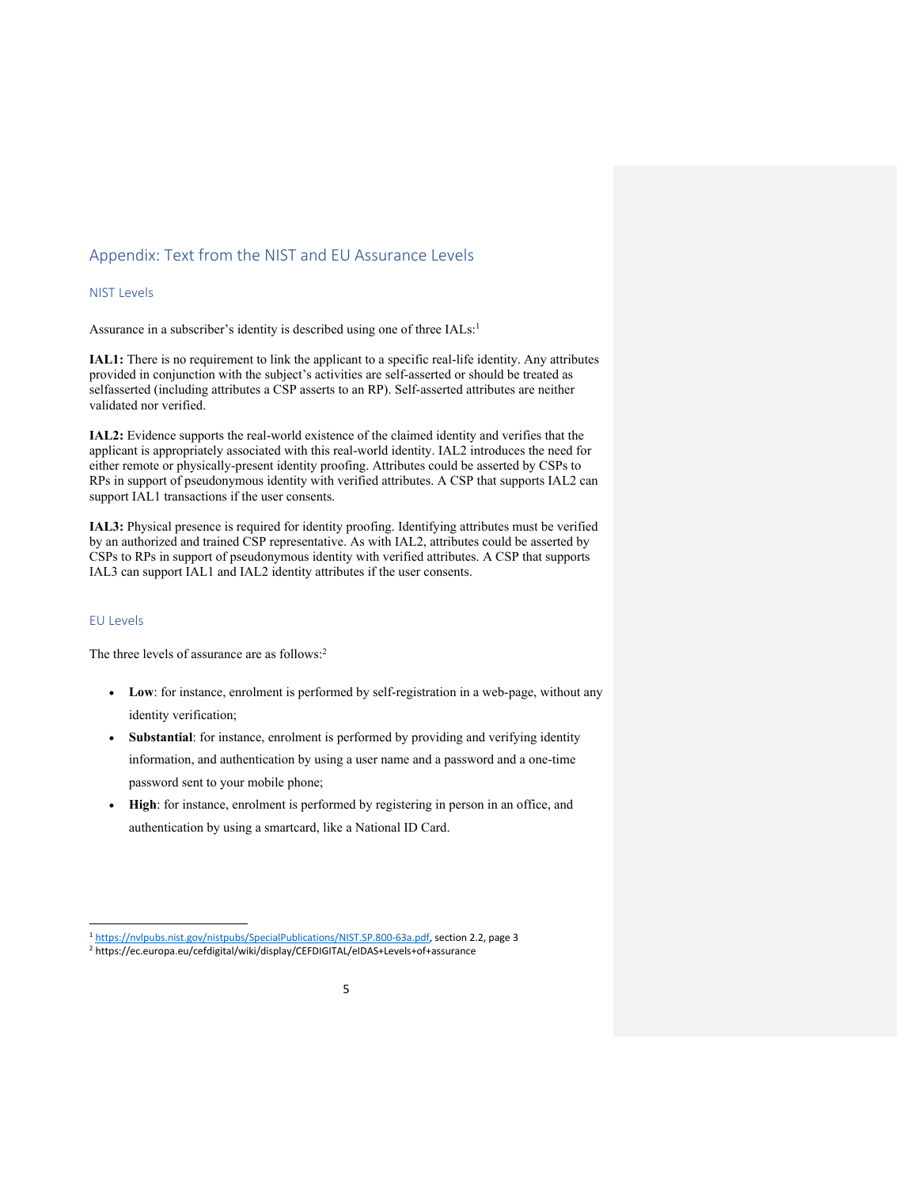## Appendix: Text from the NIST and EU Assurance Levels

### NIST Levels

Assurance in a subscriber's identity is described using one of three IALs:[1]

**IAL1:** There is no requirement to link the applicant to a specific real-life identity. Any attributes provided in conjunction with the subject's activities are self-asserted or should be treated as selfasserted (including attributes a CSP asserts to an RP). Self-asserted attributes are neither validated nor verified.

**IAL2:** Evidence supports the real-world existence of the claimed identity and verifies that the applicant is appropriately associated with this real-world identity. IAL2 introduces the need for either remote or physically-present identity proofing. Attributes could be asserted by CSPs to RPs in support of pseudonymous identity with verified attributes. A CSP that supports IAL2 can support IAL1 transactions if the user consents.

**IAL3:** Physical presence is required for identity proofing. Identifying attributes must be verified by an authorized and trained CSP representative. As with IAL2, attributes could be asserted by CSPs to RPs in support of pseudonymous identity with verified attributes. A CSP that supports IAL3 can support IAL1 and IAL2 identity attributes if the user consents.

### EU Levels

The three levels of assurance are as follows:[2]

- **Low**: for instance, enrolment is performed by self-registration in a web-page, without any identity verification;
- **Substantial**: for instance, enrolment is performed by providing and verifying identity information, and authentication by using a user name and a password and a one-time password sent to your mobile phone;
- **High**: for instance, enrolment is performed by registering in person in an office, and authentication by using a smartcard, like a National ID Card.

---

[1] https://nvlpubs.nist.gov/nistpubs/SpecialPublications/NIST.SP.800-63a.pdf, section 2.2, page 3

[2] https://ec.europa.eu/cefdigital/wiki/display/CEFDIGITAL/eIDAS+Levels+of+assurance